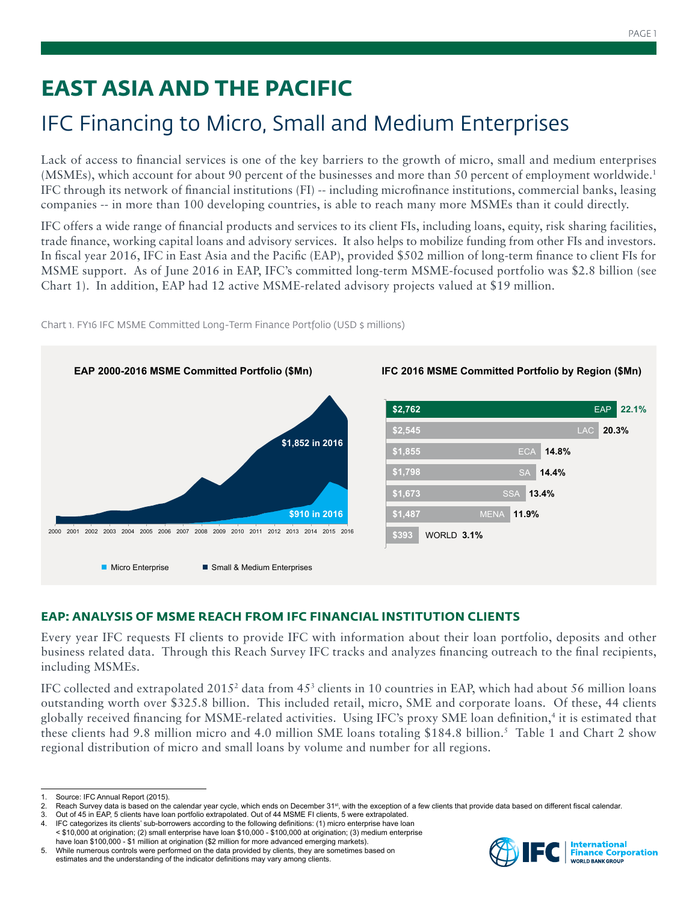# EAST ASIA AND THE PACIFIC

## IFC Financing to Micro, Small and Medium Enterprises

Lack of access to financial services is one of the key barriers to the growth of micro, small and medium enterprises (MSMEs), which account for about 90 percent of the businesses and more than 50 percent of employment worldwide.[1] IFC through its network of financial institutions (FI) -- including microfinance institutions, commercial banks, leasing companies -- in more than 100 developing countries, is able to reach many more MSMEs than it could directly.

IFC offers a wide range of financial products and services to its client FIs, including loans, equity, risk sharing facilities, trade finance, working capital loans and advisory services. It also helps to mobilize funding from other FIs and investors. In fiscal year 2016, IFC in East Asia and the Pacific (EAP), provided $502 million of long-term finance to client FIs for MSME support. As of June 2016 in EAP, IFC's committed long-term MSME-focused portfolio was $2.8 billion (see Chart 1). In addition, EAP had 12 active MSME-related advisory projects valued at $19 million.

Chart 1. FY16 IFC MSME Committed Long-Term Finance Portfolio (USD $ millions)

**EAP 2000-2016 MSME Committed Portfolio ($Mn)**

- $1,852 in 2016 (Small & Medium Enterprises)
- $910 in 2016 (Micro Enterprise)

**IFC 2016 MSME Committed Portfolio by Region ($Mn)**

| Region | $Mn | Share |
|---|---|---|
| EAP | $2,762 | 22.1% |
| LAC | $2,545 | 20.3% |
| ECA | $1,855 | 14.8% |
| SA | $1,798 | 14.4% |
| SSA | $1,673 | 13.4% |
| MENA | $1,487 | 11.9% |
| WORLD | $393 | 3.1% |

### EAP: ANALYSIS OF MSME REACH FROM IFC FINANCIAL INSTITUTION CLIENTS

Every year IFC requests FI clients to provide IFC with information about their loan portfolio, deposits and other business related data. Through this Reach Survey IFC tracks and analyzes financing outreach to the final recipients, including MSMEs.

IFC collected and extrapolated 2015[2] data from 45[3] clients in 10 countries in EAP, which had about 56 million loans outstanding worth over $325.8 billion. This included retail, micro, SME and corporate loans. Of these, 44 clients globally received financing for MSME-related activities. Using IFC's proxy SME loan definition,[4] it is estimated that these clients had 9.8 million micro and 4.0 million SME loans totaling $184.8 billion.[5] Table 1 and Chart 2 show regional distribution of micro and small loans by volume and number for all regions.

1. Source: IFC Annual Report (2015).
2. Reach Survey data is based on the calendar year cycle, which ends on December 31st, with the exception of a few clients that provide data based on different fiscal calendar.
3. Out of 45 in EAP, 5 clients have loan portfolio extrapolated. Out of 44 MSME FI clients, 5 were extrapolated.
4. IFC categorizes its clients' sub-borrowers according to the following definitions: (1) micro enterprise have loan < $10,000 at origination; (2) small enterprise have loan $10,000 - $100,000 at origination; (3) medium enterprise have loan $100,000 - $1 million at origination ($2 million for more advanced emerging markets).
5. While numerous controls were performed on the data provided by clients, they are sometimes based on estimates and the understanding of the indicator definitions may vary among clients.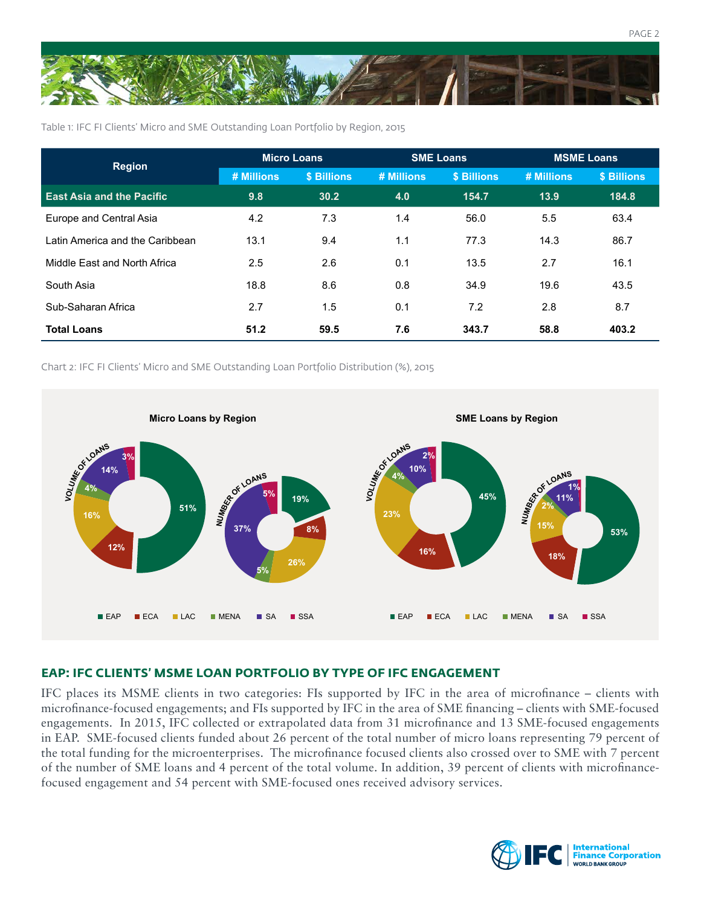Table 1: IFC FI Clients' Micro and SME Outstanding Loan Portfolio by Region, 2015

| Region | Micro Loans | | SME Loans | | MSME Loans | |
|---|---|---|---|---|---|---|
| | # Millions | $ Billions | # Millions | $ Billions | # Millions | $ Billions |
| **East Asia and the Pacific** | **9.8** | **30.2** | **4.0** | **154.7** | **13.9** | **184.8** |
| Europe and Central Asia | 4.2 | 7.3 | 1.4 | 56.0 | 5.5 | 63.4 |
| Latin America and the Caribbean | 13.1 | 9.4 | 1.1 | 77.3 | 14.3 | 86.7 |
| Middle East and North Africa | 2.5 | 2.6 | 0.1 | 13.5 | 2.7 | 16.1 |
| South Asia | 18.8 | 8.6 | 0.8 | 34.9 | 19.6 | 43.5 |
| Sub-Saharan Africa | 2.7 | 1.5 | 0.1 | 7.2 | 2.8 | 8.7 |
| **Total Loans** | **51.2** | **59.5** | **7.6** | **343.7** | **58.8** | **403.2** |

Chart 2: IFC FI Clients' Micro and SME Outstanding Loan Portfolio Distribution (%), 2015

**Micro Loans by Region**

| Region | Volume of Loans | Number of Loans |
|---|---|---|
| EAP | 51% | 19% |
| ECA | 12% | 8% |
| LAC | 16% | 26% |
| MENA | 4% | 5% |
| SA | 14% | 37% |
| SSA | 3% | 5% |

**SME Loans by Region**

| Region | Volume of Loans | Number of Loans |
|---|---|---|
| EAP | 45% | 53% |
| ECA | 16% | 18% |
| LAC | 23% | 15% |
| MENA | 4% | 2% |
| SA | 10% | 11% |
| SSA | 2% | 1% |

## EAP: IFC CLIENTS' MSME LOAN PORTFOLIO BY TYPE OF IFC ENGAGEMENT

IFC places its MSME clients in two categories: FIs supported by IFC in the area of microfinance – clients with microfinance-focused engagements; and FIs supported by IFC in the area of SME financing – clients with SME-focused engagements. In 2015, IFC collected or extrapolated data from 31 microfinance and 13 SME-focused engagements in EAP. SME-focused clients funded about 26 percent of the total number of micro loans representing 79 percent of the total funding for the microenterprises. The microfinance focused clients also crossed over to SME with 7 percent of the number of SME loans and 4 percent of the total volume. In addition, 39 percent of clients with microfinance-focused engagement and 54 percent with SME-focused ones received advisory services.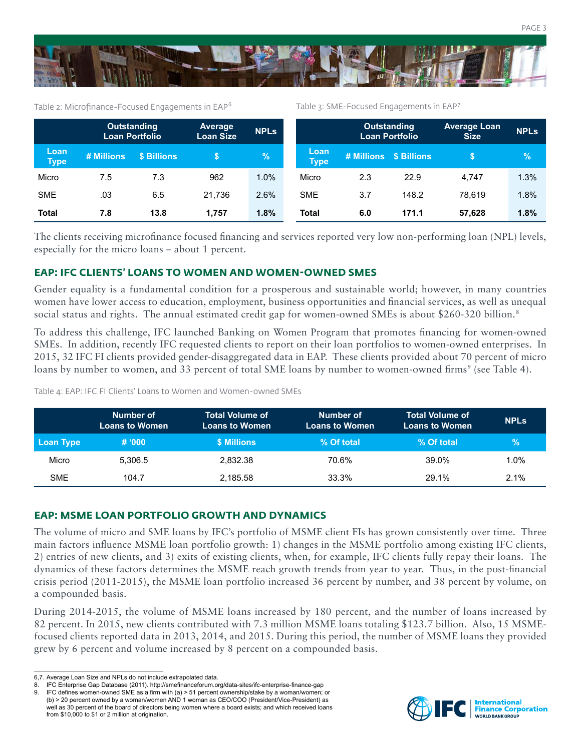Table 2: Microfinance-Focused Engagements in EAP[6]

| | Outstanding Loan Portfolio | | Average Loan Size | NPLs |
|---|---|---|---|---|
| Loan Type | # Millions | $ Billions | $ | % |
| Micro | 7.5 | 7.3 | 962 | 1.0% |
| SME | .03 | 6.5 | 21,736 | 2.6% |
| **Total** | **7.8** | **13.8** | **1,757** | **1.8%** |

Table 3: SME-Focused Engagements in EAP[7]

| | Outstanding Loan Portfolio | | Average Loan Size | NPLs |
|---|---|---|---|---|
| Loan Type | # Millions | $ Billions | $ | % |
| Micro | 2.3 | 22.9 | 4,747 | 1.3% |
| SME | 3.7 | 148.2 | 78,619 | 1.8% |
| **Total** | **6.0** | **171.1** | **57,628** | **1.8%** |

The clients receiving microfinance focused financing and services reported very low non-performing loan (NPL) levels, especially for the micro loans – about 1 percent.

## EAP: IFC CLIENTS' LOANS TO WOMEN AND WOMEN-OWNED SMES

Gender equality is a fundamental condition for a prosperous and sustainable world; however, in many countries women have lower access to education, employment, business opportunities and financial services, as well as unequal social status and rights. The annual estimated credit gap for women-owned SMEs is about $260-320 billion.[8]

To address this challenge, IFC launched Banking on Women Program that promotes financing for women-owned SMEs. In addition, recently IFC requested clients to report on their loan portfolios to women-owned enterprises. In 2015, 32 IFC FI clients provided gender-disaggregated data in EAP. These clients provided about 70 percent of micro loans by number to women, and 33 percent of total SME loans by number to women-owned firms[9] (see Table 4).

Table 4: EAP: IFC FI Clients' Loans to Women and Women-owned SMEs

| | Number of Loans to Women | Total Volume of Loans to Women | Number of Loans to Women | Total Volume of Loans to Women | NPLs |
|---|---|---|---|---|---|
| Loan Type | # '000 | $ Millions | % Of total | % Of total | % |
| Micro | 5,306.5 | 2,832.38 | 70.6% | 39.0% | 1.0% |
| SME | 104.7 | 2,185.58 | 33.3% | 29.1% | 2.1% |

## EAP: MSME LOAN PORTFOLIO GROWTH AND DYNAMICS

The volume of micro and SME loans by IFC's portfolio of MSME client FIs has grown consistently over time. Three main factors influence MSME loan portfolio growth: 1) changes in the MSME portfolio among existing IFC clients, 2) entries of new clients, and 3) exits of existing clients, when, for example, IFC clients fully repay their loans. The dynamics of these factors determines the MSME reach growth trends from year to year. Thus, in the post-financial crisis period (2011-2015), the MSME loan portfolio increased 36 percent by number, and 38 percent by volume, on a compounded basis.

During 2014-2015, the volume of MSME loans increased by 180 percent, and the number of loans increased by 82 percent. In 2015, new clients contributed with 7.3 million MSME loans totaling $123.7 billion. Also, 15 MSME-focused clients reported data in 2013, 2014, and 2015. During this period, the number of MSME loans they provided grew by 6 percent and volume increased by 8 percent on a compounded basis.

---

6,7. Average Loan Size and NPLs do not include extrapolated data.
8. IFC Enterprise Gap Database (2011). http://smefinanceforum.org/data-sites/ifc-enterprise-finance-gap
9. IFC defines women-owned SME as a firm with (a) > 51 percent ownership/stake by a woman/women; or (b) > 20 percent owned by a woman/women AND 1 woman as CEO/COO (President/Vice-President) as well as 30 percent of the board of directors being women where a board exists; and which received loans from $10,000 to $1 or 2 million at origination.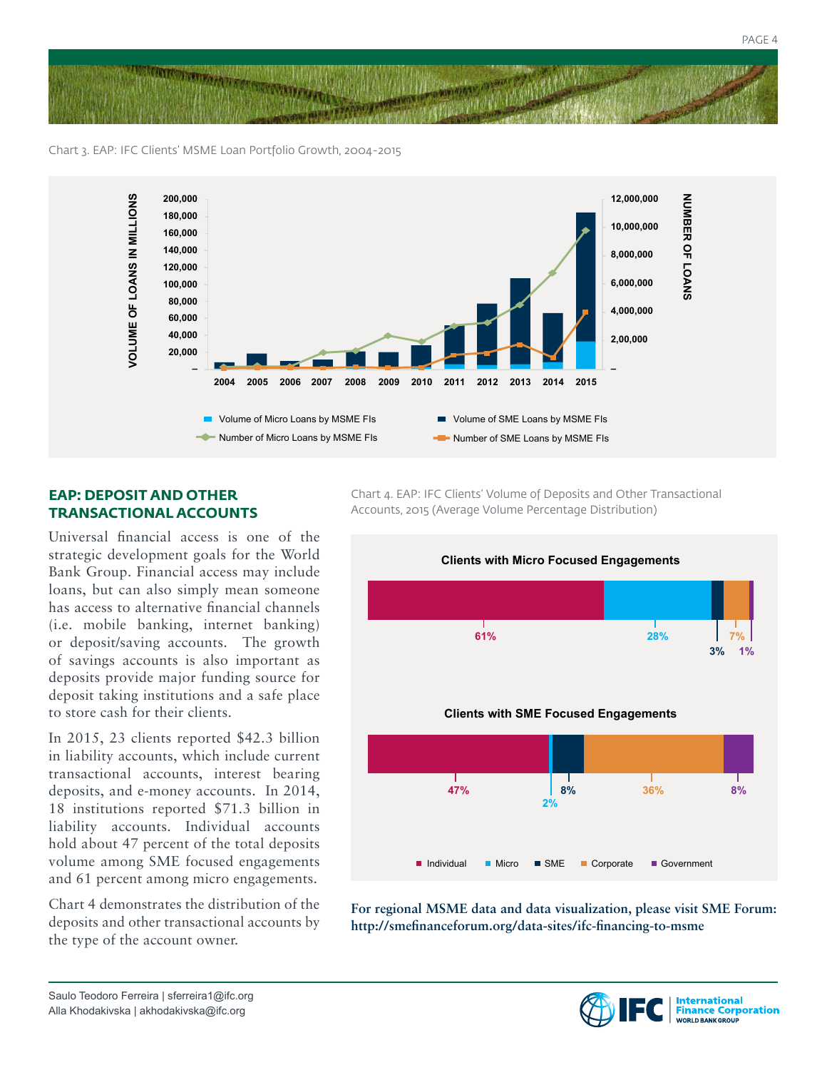Chart 3. EAP: IFC Clients' MSME Loan Portfolio Growth, 2004-2015

VOLUME OF LOANS IN MILLIONS

200,000
180,000
160,000
140,000
120,000
100,000
80,000
60,000
40,000
20,000
–

NUMBER OF LOANS

12,000,000
10,000,000
8,000,000
6,000,000
4,000,000
2,00,000
–

2004 2005 2006 2007 2008 2009 2010 2011 2012 2013 2014 2015

Volume of Micro Loans by MSME FIs
Volume of SME Loans by MSME FIs
Number of Micro Loans by MSME FIs
Number of SME Loans by MSME FIs

## EAP: DEPOSIT AND OTHER TRANSACTIONAL ACCOUNTS

Universal financial access is one of the strategic development goals for the World Bank Group. Financial access may include loans, but can also simply mean someone has access to alternative financial channels (i.e. mobile banking, internet banking) or deposit/saving accounts. The growth of savings accounts is also important as deposits provide major funding source for deposit taking institutions and a safe place to store cash for their clients.

In 2015, 23 clients reported $42.3 billion in liability accounts, which include current transactional accounts, interest bearing deposits, and e-money accounts. In 2014, 18 institutions reported $71.3 billion in liability accounts. Individual accounts hold about 47 percent of the total deposits volume among SME focused engagements and 61 percent among micro engagements.

Chart 4 demonstrates the distribution of the deposits and other transactional accounts by the type of the account owner.

Chart 4. EAP: IFC Clients' Volume of Deposits and Other Transactional Accounts, 2015 (Average Volume Percentage Distribution)

Clients with Micro Focused Engagements

61% 28% 3% 7% 1%

Clients with SME Focused Engagements

47% 2% 8% 36% 8%

Individual Micro SME Corporate Government

**For regional MSME data and data visualization, please visit SME Forum: http://smefinanceforum.org/data-sites/ifc-financing-to-msme**

Saulo Teodoro Ferreira | sferreira1@ifc.org
Alla Khodakivska | akhodakivska@ifc.org